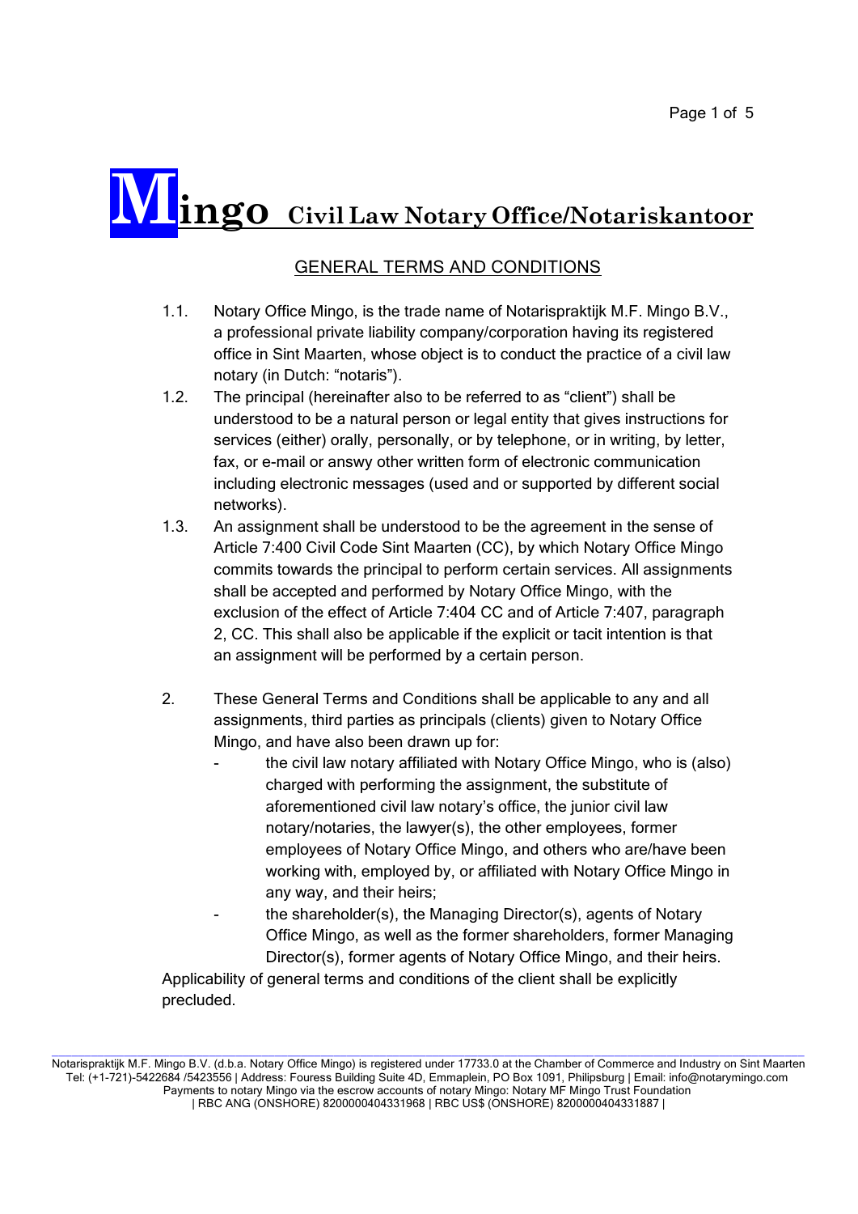# Mingo Civil Law Notary Office/Notariskantoor

## GENERAL TERMS AND CONDITIONS

1.1. Notary Office Mingo, is the trade name of Notarispraktijk M.F. Mingo B.V., a professional private liability company/corporation having its registered office in Sint Maarten, whose object is to conduct the practice of a civil law notary (in Dutch: "notaris").

1.2. The principal (hereinafter also to be referred to as "client") shall be understood to be a natural person or legal entity that gives instructions for services (either) orally, personally, or by telephone, or in writing, by letter, fax, or e-mail or answy other written form of electronic communication including electronic messages (used and or supported by different social networks).

1.3. An assignment shall be understood to be the agreement in the sense of Article 7:400 Civil Code Sint Maarten (CC), by which Notary Office Mingo commits towards the principal to perform certain services. All assignments shall be accepted and performed by Notary Office Mingo, with the exclusion of the effect of Article 7:404 CC and of Article 7:407, paragraph 2, CC. This shall also be applicable if the explicit or tacit intention is that an assignment will be performed by a certain person.

2. These General Terms and Conditions shall be applicable to any and all assignments, third parties as principals (clients) given to Notary Office Mingo, and have also been drawn up for:
   - the civil law notary affiliated with Notary Office Mingo, who is (also) charged with performing the assignment, the substitute of aforementioned civil law notary's office, the junior civil law notary/notaries, the lawyer(s), the other employees, former employees of Notary Office Mingo, and others who are/have been working with, employed by, or affiliated with Notary Office Mingo in any way, and their heirs;
   - the shareholder(s), the Managing Director(s), agents of Notary Office Mingo, as well as the former shareholders, former Managing Director(s), former agents of Notary Office Mingo, and their heirs.

Applicability of general terms and conditions of the client shall be explicitly precluded.

Notarispraktijk M.F. Mingo B.V. (d.b.a. Notary Office Mingo) is registered under 17733.0 at the Chamber of Commerce and Industry on Sint Maarten
Tel: (+1-721)-5422684 /5423556 | Address: Fouress Building Suite 4D, Emmaplein, PO Box 1091, Philipsburg | Email: info@notarymingo.com
Payments to notary Mingo via the escrow accounts of notary Mingo: Notary MF Mingo Trust Foundation
| RBC ANG (ONSHORE) 8200000404331968 | RBC US$ (ONSHORE) 8200000404331887 |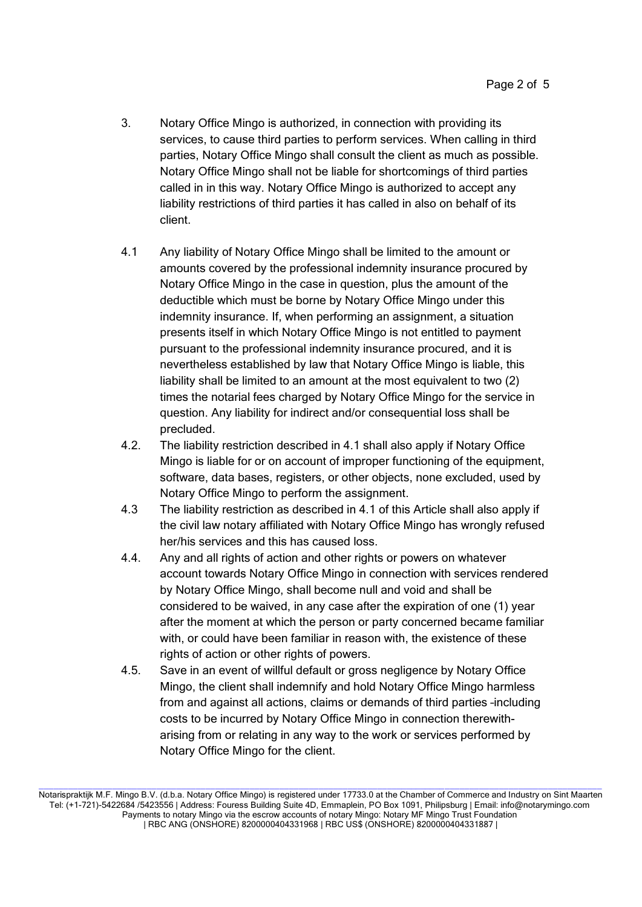3. Notary Office Mingo is authorized, in connection with providing its services, to cause third parties to perform services. When calling in third parties, Notary Office Mingo shall consult the client as much as possible. Notary Office Mingo shall not be liable for shortcomings of third parties called in in this way. Notary Office Mingo is authorized to accept any liability restrictions of third parties it has called in also on behalf of its client.

4.1 Any liability of Notary Office Mingo shall be limited to the amount or amounts covered by the professional indemnity insurance procured by Notary Office Mingo in the case in question, plus the amount of the deductible which must be borne by Notary Office Mingo under this indemnity insurance. If, when performing an assignment, a situation presents itself in which Notary Office Mingo is not entitled to payment pursuant to the professional indemnity insurance procured, and it is nevertheless established by law that Notary Office Mingo is liable, this liability shall be limited to an amount at the most equivalent to two (2) times the notarial fees charged by Notary Office Mingo for the service in question. Any liability for indirect and/or consequential loss shall be precluded.

4.2. The liability restriction described in 4.1 shall also apply if Notary Office Mingo is liable for or on account of improper functioning of the equipment, software, data bases, registers, or other objects, none excluded, used by Notary Office Mingo to perform the assignment.

4.3 The liability restriction as described in 4.1 of this Article shall also apply if the civil law notary affiliated with Notary Office Mingo has wrongly refused her/his services and this has caused loss.

4.4. Any and all rights of action and other rights or powers on whatever account towards Notary Office Mingo in connection with services rendered by Notary Office Mingo, shall become null and void and shall be considered to be waived, in any case after the expiration of one (1) year after the moment at which the person or party concerned became familiar with, or could have been familiar in reason with, the existence of these rights of action or other rights of powers.

4.5. Save in an event of willful default or gross negligence by Notary Office Mingo, the client shall indemnify and hold Notary Office Mingo harmless from and against all actions, claims or demands of third parties -including costs to be incurred by Notary Office Mingo in connection therewith- arising from or relating in any way to the work or services performed by Notary Office Mingo for the client.

Notarispraktijk M.F. Mingo B.V. (d.b.a. Notary Office Mingo) is registered under 17733.0 at the Chamber of Commerce and Industry on Sint Maarten
Tel: (+1-721)-5422684 /5423556 | Address: Fouress Building Suite 4D, Emmaplein, PO Box 1091, Philipsburg | Email: info@notarymingo.com
Payments to notary Mingo via the escrow accounts of notary Mingo: Notary MF Mingo Trust Foundation
| RBC ANG (ONSHORE) 8200000404331968 | RBC US$ (ONSHORE) 8200000404331887 |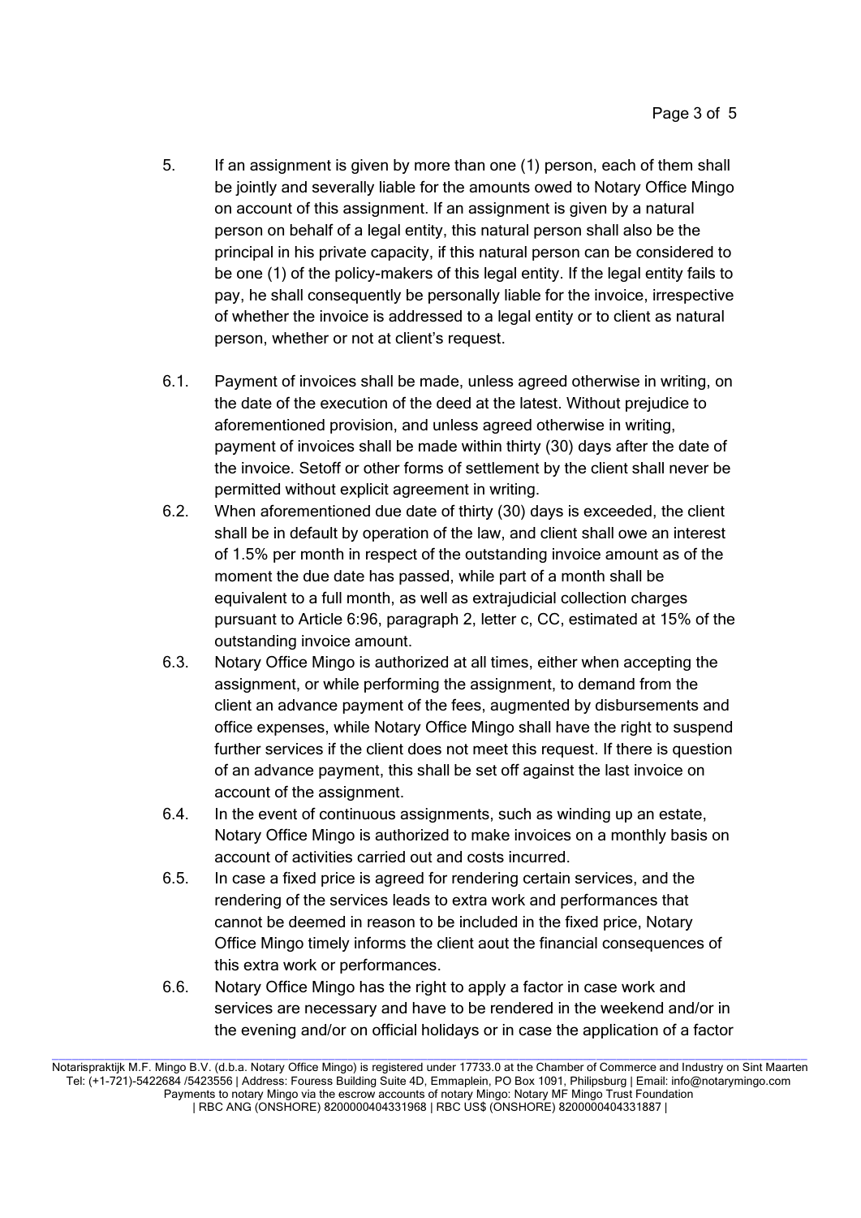5. If an assignment is given by more than one (1) person, each of them shall be jointly and severally liable for the amounts owed to Notary Office Mingo on account of this assignment. If an assignment is given by a natural person on behalf of a legal entity, this natural person shall also be the principal in his private capacity, if this natural person can be considered to be one (1) of the policy-makers of this legal entity. If the legal entity fails to pay, he shall consequently be personally liable for the invoice, irrespective of whether the invoice is addressed to a legal entity or to client as natural person, whether or not at client's request.

6.1. Payment of invoices shall be made, unless agreed otherwise in writing, on the date of the execution of the deed at the latest. Without prejudice to aforementioned provision, and unless agreed otherwise in writing, payment of invoices shall be made within thirty (30) days after the date of the invoice. Setoff or other forms of settlement by the client shall never be permitted without explicit agreement in writing.

6.2. When aforementioned due date of thirty (30) days is exceeded, the client shall be in default by operation of the law, and client shall owe an interest of 1.5% per month in respect of the outstanding invoice amount as of the moment the due date has passed, while part of a month shall be equivalent to a full month, as well as extrajudicial collection charges pursuant to Article 6:96, paragraph 2, letter c, CC, estimated at 15% of the outstanding invoice amount.

6.3. Notary Office Mingo is authorized at all times, either when accepting the assignment, or while performing the assignment, to demand from the client an advance payment of the fees, augmented by disbursements and office expenses, while Notary Office Mingo shall have the right to suspend further services if the client does not meet this request. If there is question of an advance payment, this shall be set off against the last invoice on account of the assignment.

6.4. In the event of continuous assignments, such as winding up an estate, Notary Office Mingo is authorized to make invoices on a monthly basis on account of activities carried out and costs incurred.

6.5. In case a fixed price is agreed for rendering certain services, and the rendering of the services leads to extra work and performances that cannot be deemed in reason to be included in the fixed price, Notary Office Mingo timely informs the client aout the financial consequences of this extra work or performances.

6.6. Notary Office Mingo has the right to apply a factor in case work and services are necessary and have to be rendered in the weekend and/or in the evening and/or on official holidays or in case the application of a factor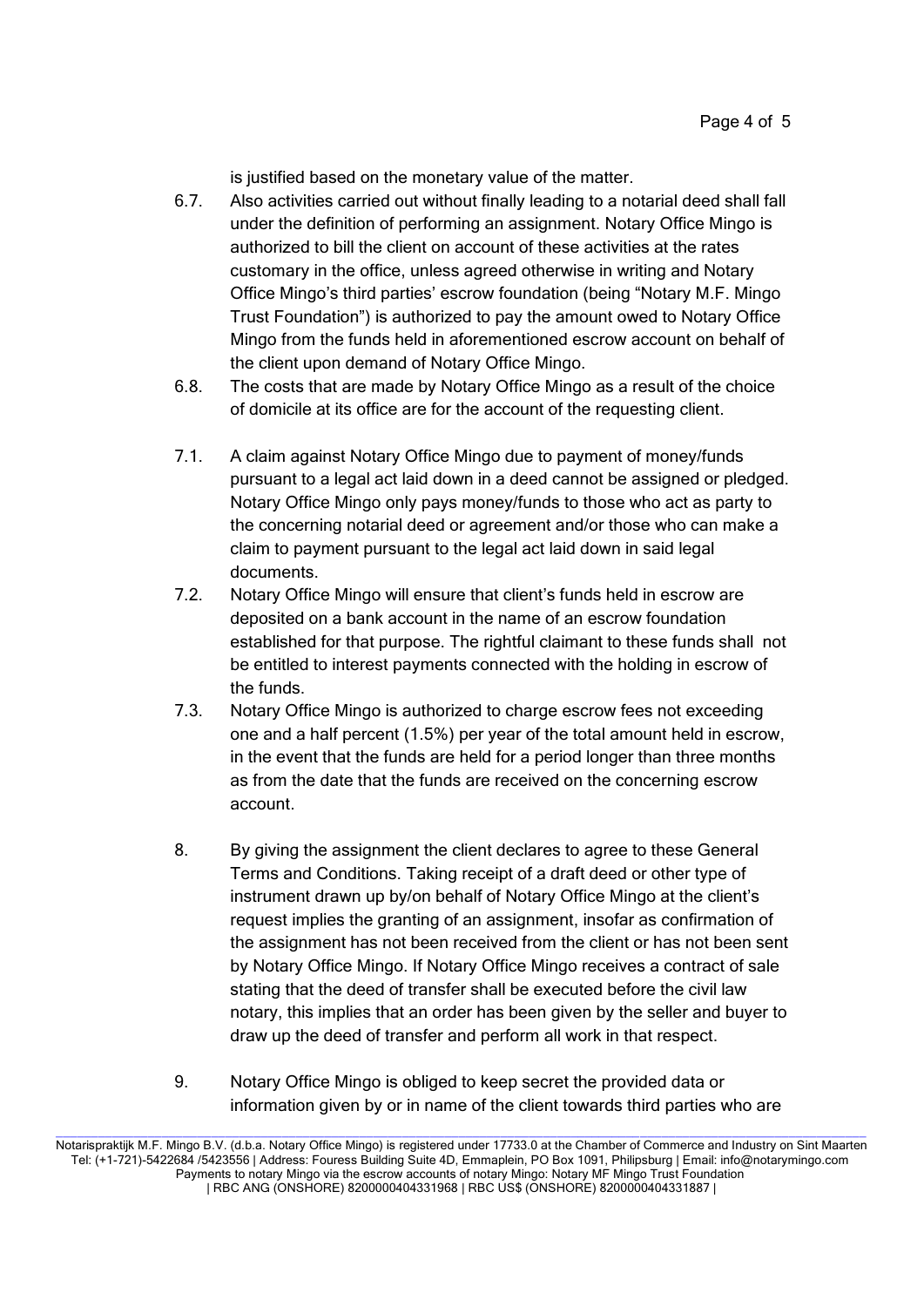is justified based on the monetary value of the matter.

6.7. Also activities carried out without finally leading to a notarial deed shall fall under the definition of performing an assignment. Notary Office Mingo is authorized to bill the client on account of these activities at the rates customary in the office, unless agreed otherwise in writing and Notary Office Mingo's third parties' escrow foundation (being "Notary M.F. Mingo Trust Foundation") is authorized to pay the amount owed to Notary Office Mingo from the funds held in aforementioned escrow account on behalf of the client upon demand of Notary Office Mingo.

6.8. The costs that are made by Notary Office Mingo as a result of the choice of domicile at its office are for the account of the requesting client.

7.1. A claim against Notary Office Mingo due to payment of money/funds pursuant to a legal act laid down in a deed cannot be assigned or pledged. Notary Office Mingo only pays money/funds to those who act as party to the concerning notarial deed or agreement and/or those who can make a claim to payment pursuant to the legal act laid down in said legal documents.

7.2. Notary Office Mingo will ensure that client's funds held in escrow are deposited on a bank account in the name of an escrow foundation established for that purpose. The rightful claimant to these funds shall not be entitled to interest payments connected with the holding in escrow of the funds.

7.3. Notary Office Mingo is authorized to charge escrow fees not exceeding one and a half percent (1.5%) per year of the total amount held in escrow, in the event that the funds are held for a period longer than three months as from the date that the funds are received on the concerning escrow account.

8. By giving the assignment the client declares to agree to these General Terms and Conditions. Taking receipt of a draft deed or other type of instrument drawn up by/on behalf of Notary Office Mingo at the client's request implies the granting of an assignment, insofar as confirmation of the assignment has not been received from the client or has not been sent by Notary Office Mingo. If Notary Office Mingo receives a contract of sale stating that the deed of transfer shall be executed before the civil law notary, this implies that an order has been given by the seller and buyer to draw up the deed of transfer and perform all work in that respect.

9. Notary Office Mingo is obliged to keep secret the provided data or information given by or in name of the client towards third parties who are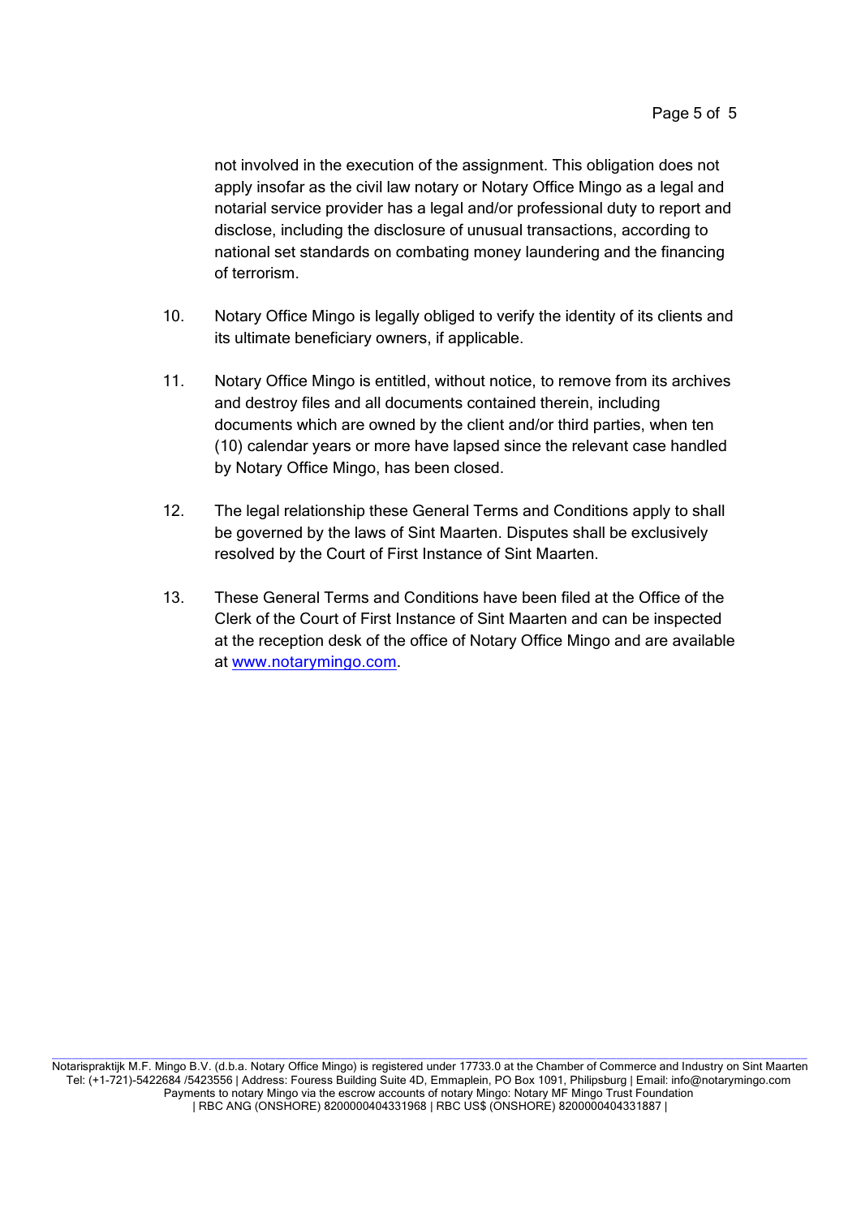not involved in the execution of the assignment. This obligation does not apply insofar as the civil law notary or Notary Office Mingo as a legal and notarial service provider has a legal and/or professional duty to report and disclose, including the disclosure of unusual transactions, according to national set standards on combating money laundering and the financing of terrorism.

10. Notary Office Mingo is legally obliged to verify the identity of its clients and its ultimate beneficiary owners, if applicable.

11. Notary Office Mingo is entitled, without notice, to remove from its archives and destroy files and all documents contained therein, including documents which are owned by the client and/or third parties, when ten (10) calendar years or more have lapsed since the relevant case handled by Notary Office Mingo, has been closed.

12. The legal relationship these General Terms and Conditions apply to shall be governed by the laws of Sint Maarten. Disputes shall be exclusively resolved by the Court of First Instance of Sint Maarten.

13. These General Terms and Conditions have been filed at the Office of the Clerk of the Court of First Instance of Sint Maarten and can be inspected at the reception desk of the office of Notary Office Mingo and are available at [www.notarymingo.com](http://www.notarymingo.com).